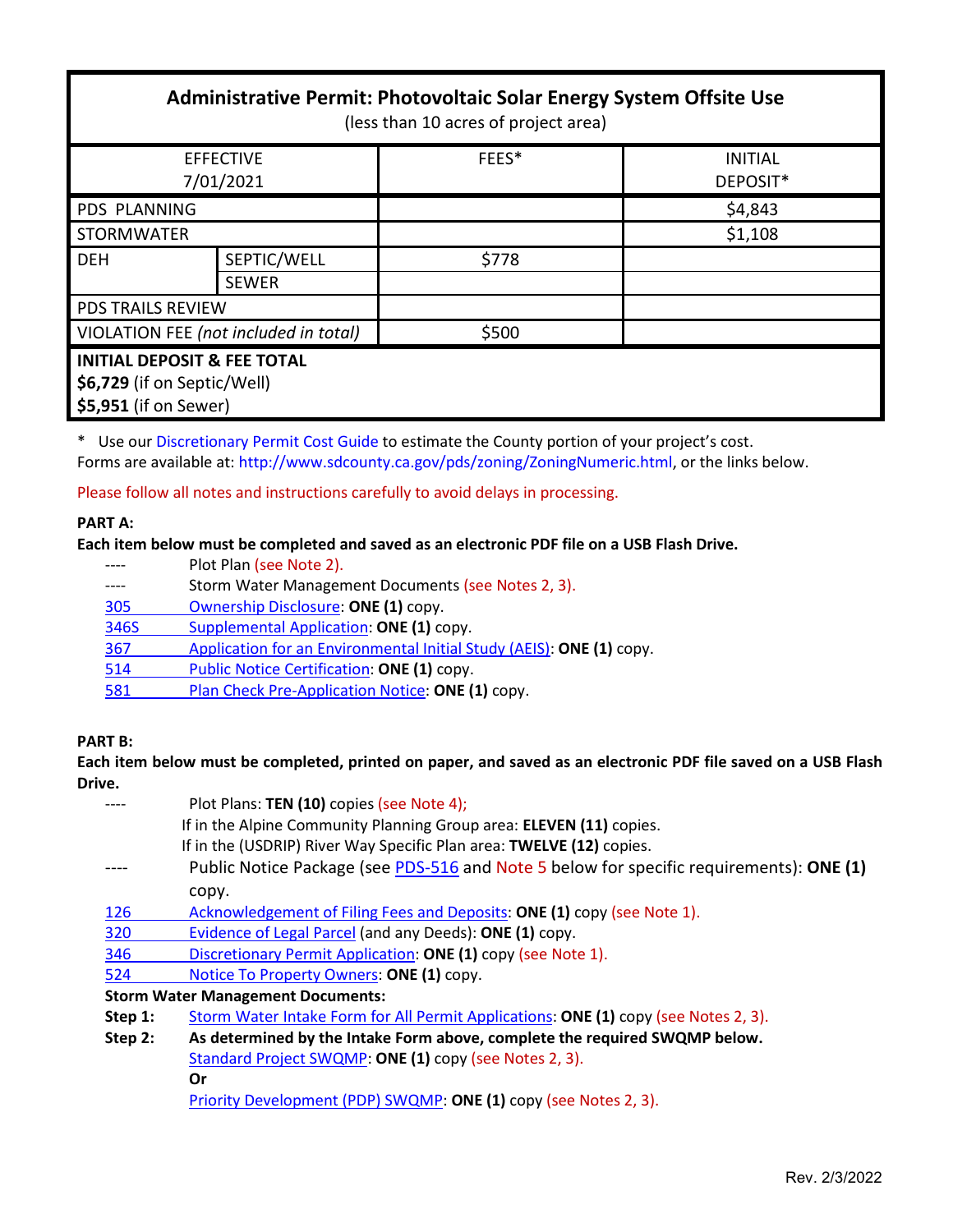| **Administrative Permit: Photovoltaic Solar Energy System Offsite Use** (less than 10 acres of project area) | | | |
|---|---|---|---|
| EFFECTIVE 7/01/2021 | | FEES* | INITIAL DEPOSIT* |
| PDS PLANNING | | | $4,843 |
| STORMWATER | | | $1,108 |
| DEH | SEPTIC/WELL | $778 | |
| | SEWER | | |
| PDS TRAILS REVIEW | | | |
| VIOLATION FEE *(not included in total)* | | $500 | |
| **INITIAL DEPOSIT & FEE TOTAL** **$6,729** (if on Septic/Well) **$5,951** (if on Sewer) | | | |

\* Use our Discretionary Permit Cost Guide to estimate the County portion of your project's cost.
Forms are available at: http://www.sdcounty.ca.gov/pds/zoning/ZoningNumeric.html, or the links below.

Please follow all notes and instructions carefully to avoid delays in processing.

**PART A:**

**Each item below must be completed and saved as an electronic PDF file on a USB Flash Drive.**

- ---- Plot Plan (see Note 2).
- ---- Storm Water Management Documents (see Notes 2, 3).
- 305 Ownership Disclosure: **ONE (1)** copy.
- 346S Supplemental Application: **ONE (1)** copy.
- 367 Application for an Environmental Initial Study (AEIS): **ONE (1)** copy.
- 514 Public Notice Certification: **ONE (1)** copy.
- 581 Plan Check Pre-Application Notice: **ONE (1)** copy.

**PART B:**

**Each item below must be completed, printed on paper, and saved as an electronic PDF file saved on a USB Flash Drive.**

- ---- Plot Plans: **TEN (10)** copies (see Note 4);
  If in the Alpine Community Planning Group area: **ELEVEN (11)** copies.
  If in the (USDRIP) River Way Specific Plan area: **TWELVE (12)** copies.
- ---- Public Notice Package (see PDS-516 and Note 5 below for specific requirements): **ONE (1)** copy.
- 126 Acknowledgement of Filing Fees and Deposits: **ONE (1)** copy (see Note 1).
- 320 Evidence of Legal Parcel (and any Deeds): **ONE (1)** copy.
- 346 Discretionary Permit Application: **ONE (1)** copy (see Note 1).
- 524 Notice To Property Owners: **ONE (1)** copy.

**Storm Water Management Documents:**

**Step 1:** Storm Water Intake Form for All Permit Applications: **ONE (1)** copy (see Notes 2, 3).

**Step 2:** **As determined by the Intake Form above, complete the required SWQMP below.**
Standard Project SWQMP: **ONE (1)** copy (see Notes 2, 3).
**Or**
Priority Development (PDP) SWQMP: **ONE (1)** copy (see Notes 2, 3).

Rev. 2/3/2022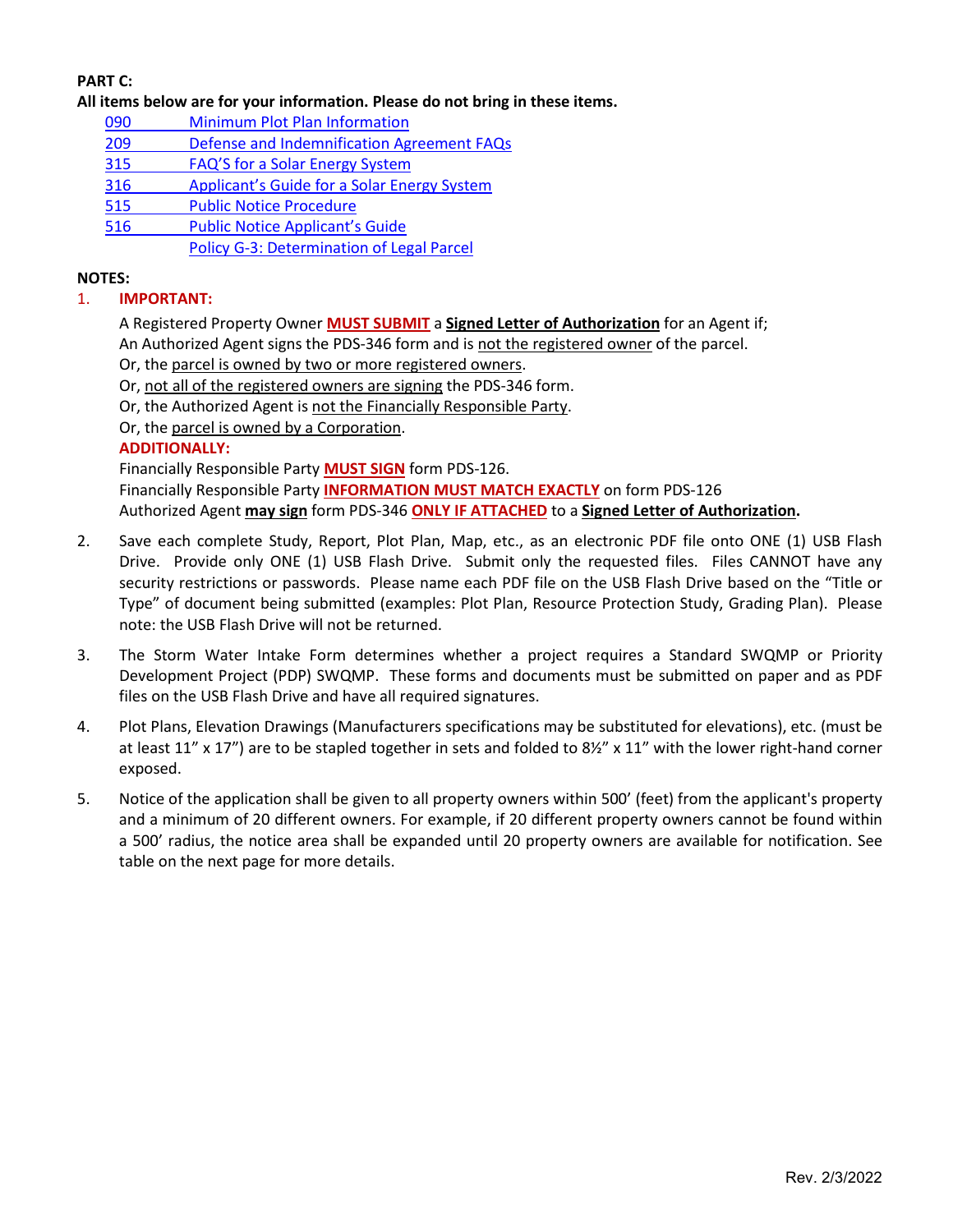**PART C:**

**All items below are for your information. Please do not bring in these items.**

- 090 Minimum Plot Plan Information
- 209 Defense and Indemnification Agreement FAQs
- 315 FAQ'S for a Solar Energy System
- 316 Applicant's Guide for a Solar Energy System
- 515 Public Notice Procedure
- 516 Public Notice Applicant's Guide
- Policy G-3: Determination of Legal Parcel

**NOTES:**

1. **IMPORTANT:**

   A Registered Property Owner **MUST SUBMIT** a **Signed Letter of Authorization** for an Agent if;
   An Authorized Agent signs the PDS-346 form and is not the registered owner of the parcel.
   Or, the parcel is owned by two or more registered owners.
   Or, not all of the registered owners are signing the PDS-346 form.
   Or, the Authorized Agent is not the Financially Responsible Party.
   Or, the parcel is owned by a Corporation.

   **ADDITIONALLY:**

   Financially Responsible Party **MUST SIGN** form PDS-126.
   Financially Responsible Party **INFORMATION MUST MATCH EXACTLY** on form PDS-126
   Authorized Agent **may sign** form PDS-346 **ONLY IF ATTACHED** to a **Signed Letter of Authorization.**

2. Save each complete Study, Report, Plot Plan, Map, etc., as an electronic PDF file onto ONE (1) USB Flash Drive. Provide only ONE (1) USB Flash Drive. Submit only the requested files. Files CANNOT have any security restrictions or passwords. Please name each PDF file on the USB Flash Drive based on the "Title or Type" of document being submitted (examples: Plot Plan, Resource Protection Study, Grading Plan). Please note: the USB Flash Drive will not be returned.

3. The Storm Water Intake Form determines whether a project requires a Standard SWQMP or Priority Development Project (PDP) SWQMP. These forms and documents must be submitted on paper and as PDF files on the USB Flash Drive and have all required signatures.

4. Plot Plans, Elevation Drawings (Manufacturers specifications may be substituted for elevations), etc. (must be at least 11" x 17") are to be stapled together in sets and folded to 8½" x 11" with the lower right-hand corner exposed.

5. Notice of the application shall be given to all property owners within 500' (feet) from the applicant's property and a minimum of 20 different owners. For example, if 20 different property owners cannot be found within a 500' radius, the notice area shall be expanded until 20 property owners are available for notification. See table on the next page for more details.

Rev. 2/3/2022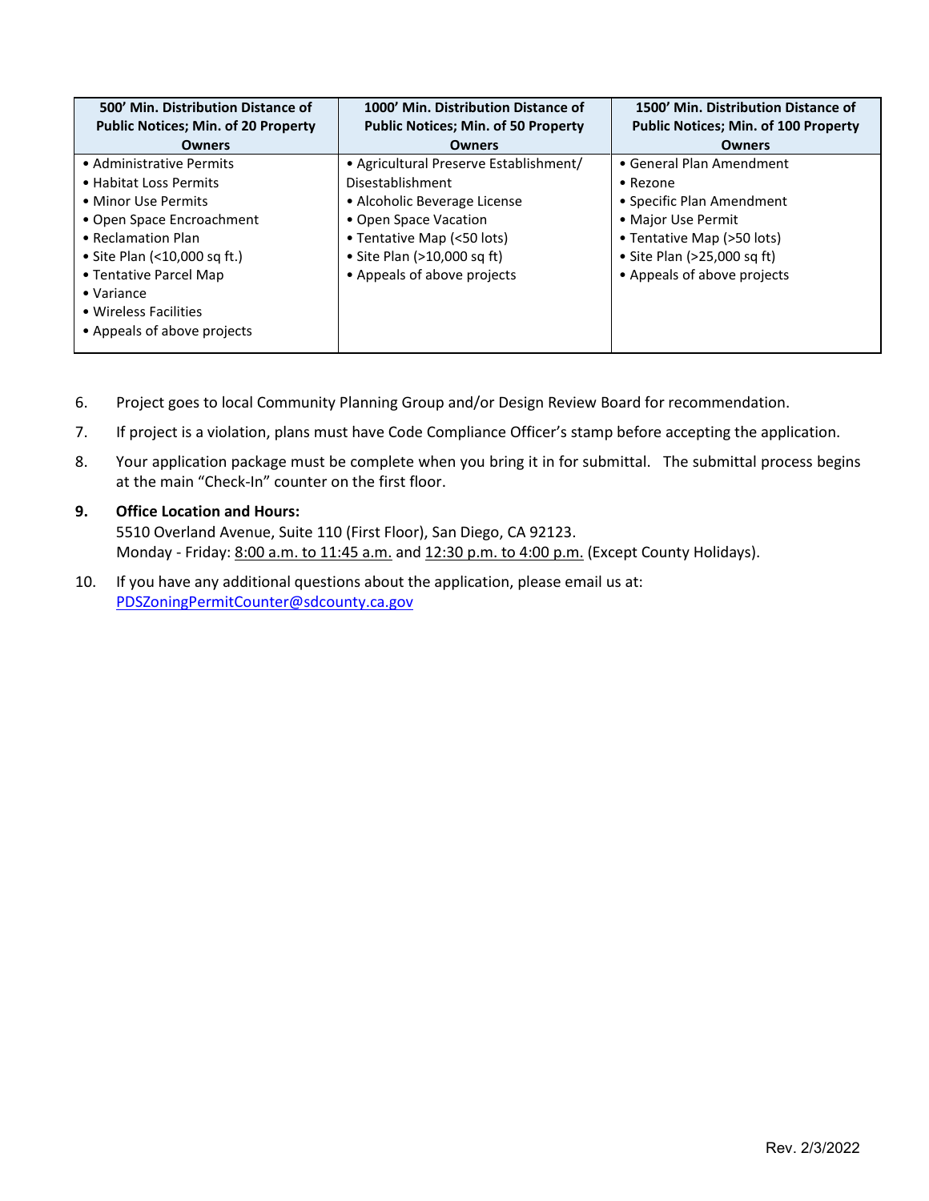| 500' Min. Distribution Distance of Public Notices; Min. of 20 Property Owners | 1000' Min. Distribution Distance of Public Notices; Min. of 50 Property Owners | 1500' Min. Distribution Distance of Public Notices; Min. of 100 Property Owners |
|---|---|---|
| • Administrative Permits<br>• Habitat Loss Permits<br>• Minor Use Permits<br>• Open Space Encroachment<br>• Reclamation Plan<br>• Site Plan (<10,000 sq ft.)<br>• Tentative Parcel Map<br>• Variance<br>• Wireless Facilities<br>• Appeals of above projects | • Agricultural Preserve Establishment/ Disestablishment<br>• Alcoholic Beverage License<br>• Open Space Vacation<br>• Tentative Map (<50 lots)<br>• Site Plan (>10,000 sq ft)<br>• Appeals of above projects | • General Plan Amendment<br>• Rezone<br>• Specific Plan Amendment<br>• Major Use Permit<br>• Tentative Map (>50 lots)<br>• Site Plan (>25,000 sq ft)<br>• Appeals of above projects |

6. Project goes to local Community Planning Group and/or Design Review Board for recommendation.
7. If project is a violation, plans must have Code Compliance Officer's stamp before accepting the application.
8. Your application package must be complete when you bring it in for submittal. The submittal process begins at the main "Check-In" counter on the first floor.
9. **Office Location and Hours:**
   5510 Overland Avenue, Suite 110 (First Floor), San Diego, CA 92123.
   Monday - Friday: 8:00 a.m. to 11:45 a.m. and 12:30 p.m. to 4:00 p.m. (Except County Holidays).
10. If you have any additional questions about the application, please email us at: PDSZoningPermitCounter@sdcounty.ca.gov

Rev. 2/3/2022